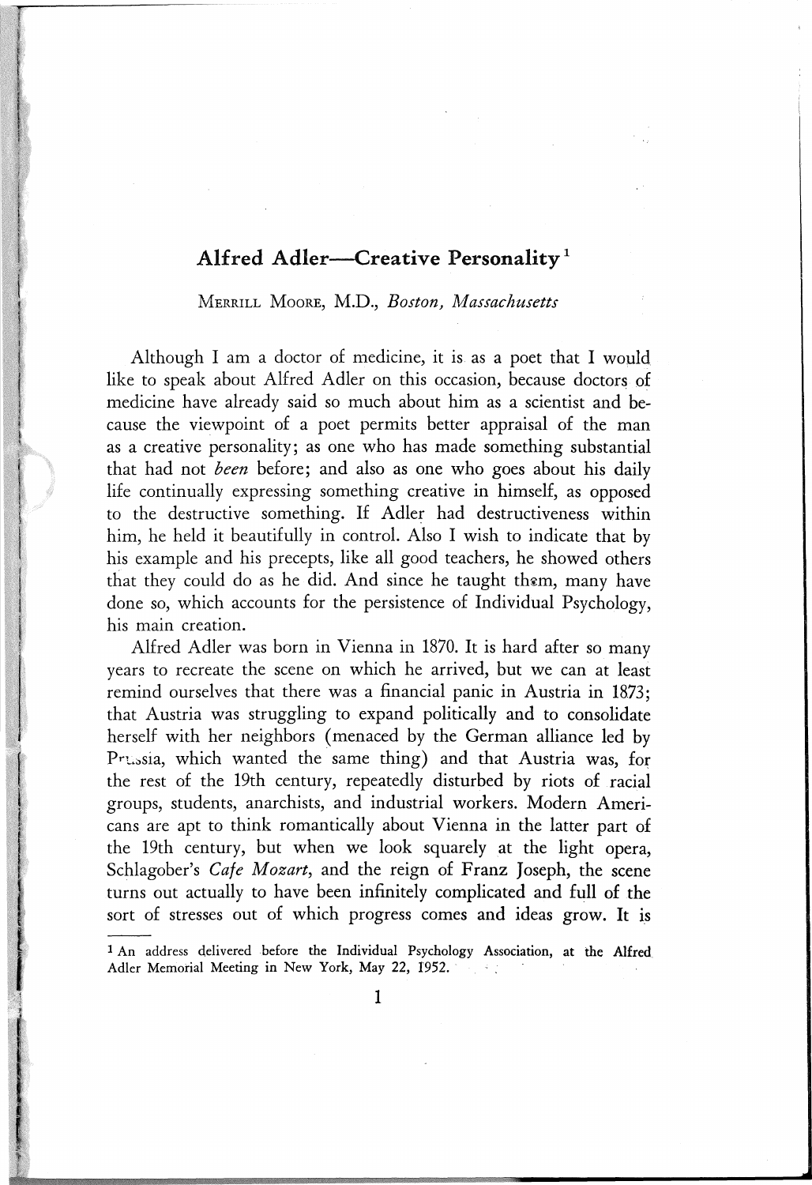# Alfred Adler—Creative Personality[1]

MERRILL MOORE, M.D., *Boston, Massachusetts*

Although I am a doctor of medicine, it is as a poet that I would like to speak about Alfred Adler on this occasion, because doctors of medicine have already said so much about him as a scientist and because the viewpoint of a poet permits better appraisal of the man as a creative personality; as one who has made something substantial that had not *been* before; and also as one who goes about his daily life continually expressing something creative in himself, as opposed to the destructive something. If Adler had destructiveness within him, he held it beautifully in control. Also I wish to indicate that by his example and his precepts, like all good teachers, he showed others that they could do as he did. And since he taught them, many have done so, which accounts for the persistence of Individual Psychology, his main creation.

Alfred Adler was born in Vienna in 1870. It is hard after so many years to recreate the scene on which he arrived, but we can at least remind ourselves that there was a financial panic in Austria in 1873; that Austria was struggling to expand politically and to consolidate herself with her neighbors (menaced by the German alliance led by Prussia, which wanted the same thing) and that Austria was, for the rest of the 19th century, repeatedly disturbed by riots of racial groups, students, anarchists, and industrial workers. Modern Americans are apt to think romantically about Vienna in the latter part of the 19th century, but when we look squarely at the light opera, Schlagober's *Cafe Mozart*, and the reign of Franz Joseph, the scene turns out actually to have been infinitely complicated and full of the sort of stresses out of which progress comes and ideas grow. It is

[1] An address delivered before the Individual Psychology Association, at the Alfred Adler Memorial Meeting in New York, May 22, 1952.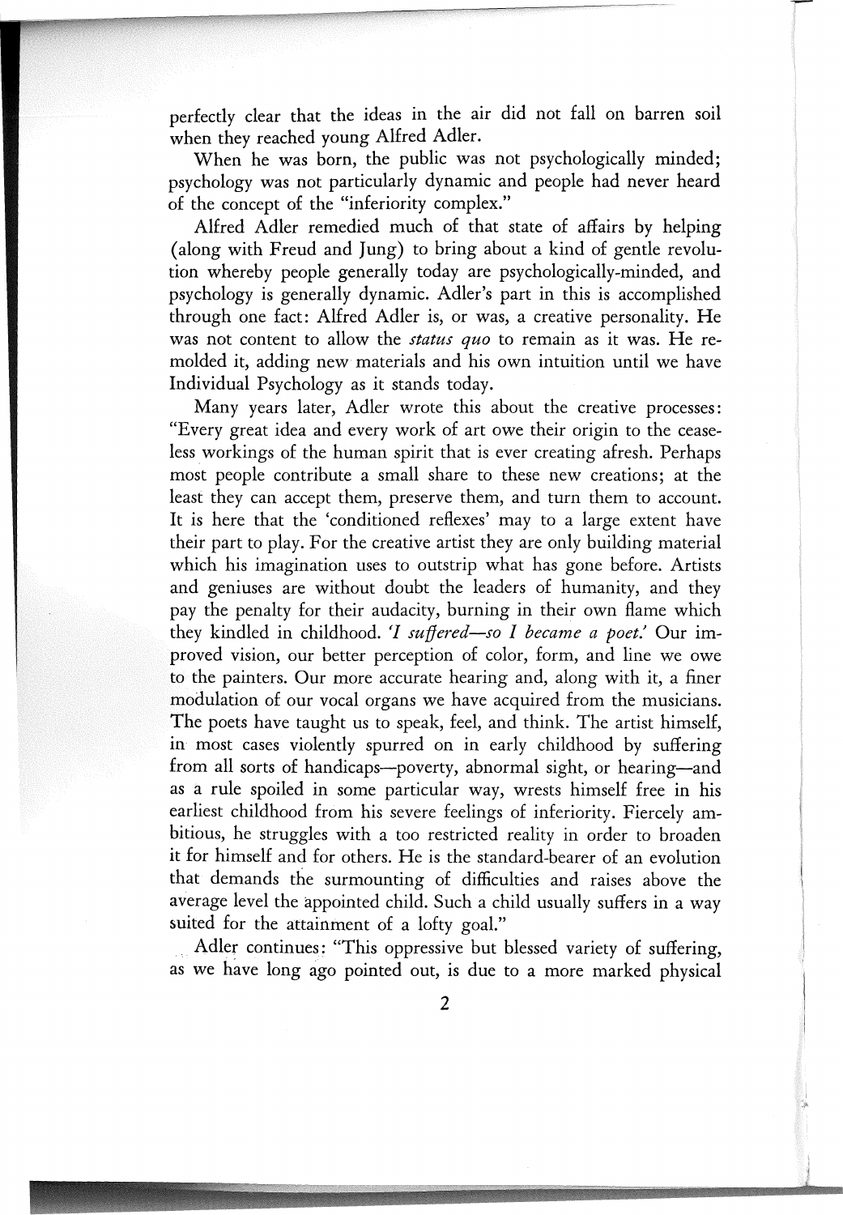perfectly clear that the ideas in the air did not fall on barren soil when they reached young Alfred Adler.

When he was born, the public was not psychologically minded; psychology was not particularly dynamic and people had never heard of the concept of the "inferiority complex."

Alfred Adler remedied much of that state of affairs by helping (along with Freud and Jung) to bring about a kind of gentle revolution whereby people generally today are psychologically-minded, and psychology is generally dynamic. Adler's part in this is accomplished through one fact: Alfred Adler is, or was, a creative personality. He was not content to allow the *status quo* to remain as it was. He remolded it, adding new materials and his own intuition until we have Individual Psychology as it stands today.

Many years later, Adler wrote this about the creative processes: "Every great idea and every work of art owe their origin to the ceaseless workings of the human spirit that is ever creating afresh. Perhaps most people contribute a small share to these new creations; at the least they can accept them, preserve them, and turn them to account. It is here that the 'conditioned reflexes' may to a large extent have their part to play. For the creative artist they are only building material which his imagination uses to outstrip what has gone before. Artists and geniuses are without doubt the leaders of humanity, and they pay the penalty for their audacity, burning in their own flame which they kindled in childhood. *'I suffered—so I became a poet.'* Our improved vision, our better perception of color, form, and line we owe to the painters. Our more accurate hearing and, along with it, a finer modulation of our vocal organs we have acquired from the musicians. The poets have taught us to speak, feel, and think. The artist himself, in most cases violently spurred on in early childhood by suffering from all sorts of handicaps—poverty, abnormal sight, or hearing—and as a rule spoiled in some particular way, wrests himself free in his earliest childhood from his severe feelings of inferiority. Fiercely ambitious, he struggles with a too restricted reality in order to broaden it for himself and for others. He is the standard-bearer of an evolution that demands the surmounting of difficulties and raises above the average level the appointed child. Such a child usually suffers in a way suited for the attainment of a lofty goal."

Adler continues: "This oppressive but blessed variety of suffering, as we have long ago pointed out, is due to a more marked physical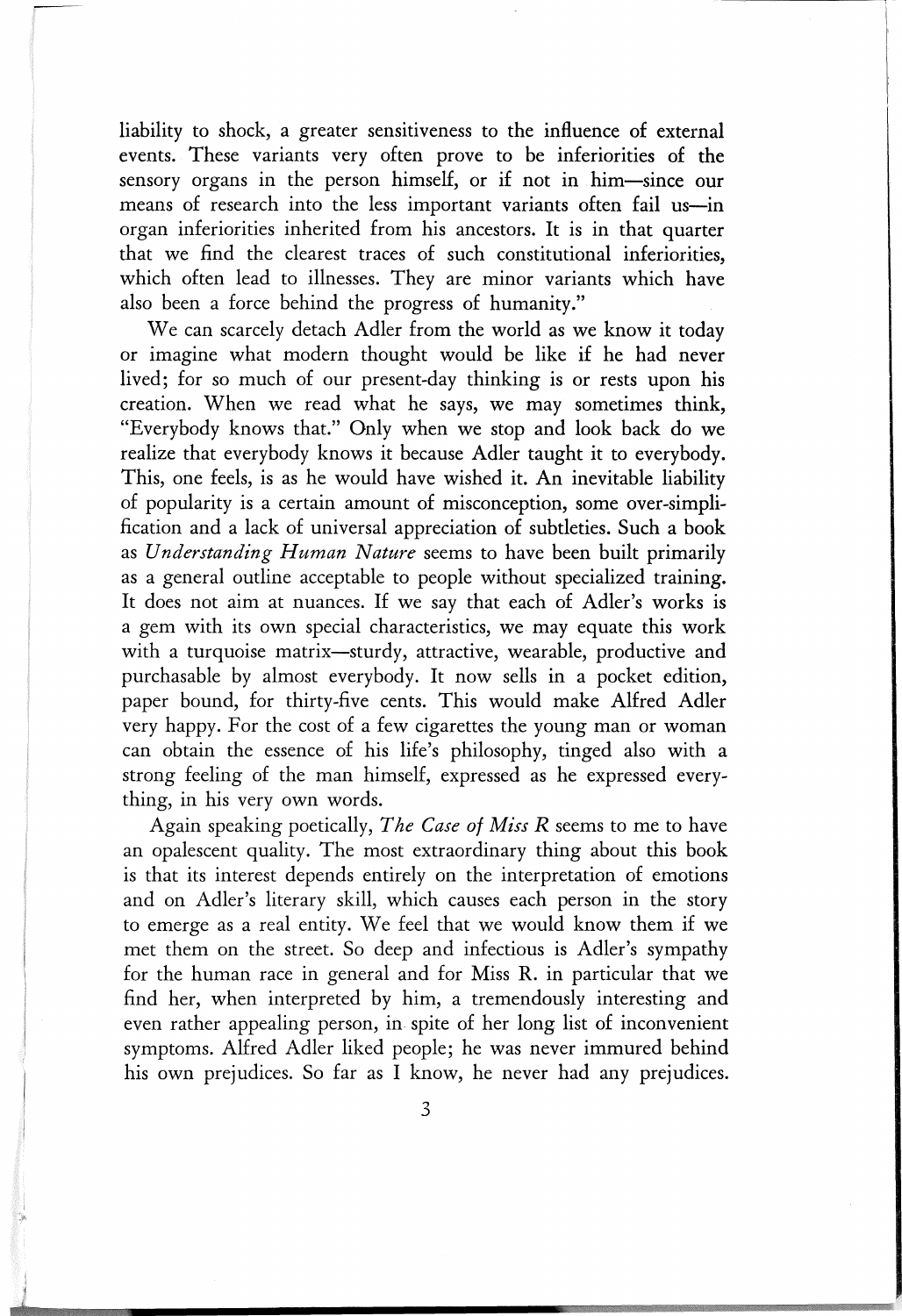liability to shock, a greater sensitiveness to the influence of external events. These variants very often prove to be inferiorities of the sensory organs in the person himself, or if not in him—since our means of research into the less important variants often fail us—in organ inferiorities inherited from his ancestors. It is in that quarter that we find the clearest traces of such constitutional inferiorities, which often lead to illnesses. They are minor variants which have also been a force behind the progress of humanity."

We can scarcely detach Adler from the world as we know it today or imagine what modern thought would be like if he had never lived; for so much of our present-day thinking is or rests upon his creation. When we read what he says, we may sometimes think, "Everybody knows that." Only when we stop and look back do we realize that everybody knows it because Adler taught it to everybody. This, one feels, is as he would have wished it. An inevitable liability of popularity is a certain amount of misconception, some over-simplification and a lack of universal appreciation of subtleties. Such a book as *Understanding Human Nature* seems to have been built primarily as a general outline acceptable to people without specialized training. It does not aim at nuances. If we say that each of Adler's works is a gem with its own special characteristics, we may equate this work with a turquoise matrix—sturdy, attractive, wearable, productive and purchasable by almost everybody. It now sells in a pocket edition, paper bound, for thirty-five cents. This would make Alfred Adler very happy. For the cost of a few cigarettes the young man or woman can obtain the essence of his life's philosophy, tinged also with a strong feeling of the man himself, expressed as he expressed everything, in his very own words.

Again speaking poetically, *The Case of Miss R* seems to me to have an opalescent quality. The most extraordinary thing about this book is that its interest depends entirely on the interpretation of emotions and on Adler's literary skill, which causes each person in the story to emerge as a real entity. We feel that we would know them if we met them on the street. So deep and infectious is Adler's sympathy for the human race in general and for Miss R. in particular that we find her, when interpreted by him, a tremendously interesting and even rather appealing person, in spite of her long list of inconvenient symptoms. Alfred Adler liked people; he was never immured behind his own prejudices. So far as I know, he never had any prejudices.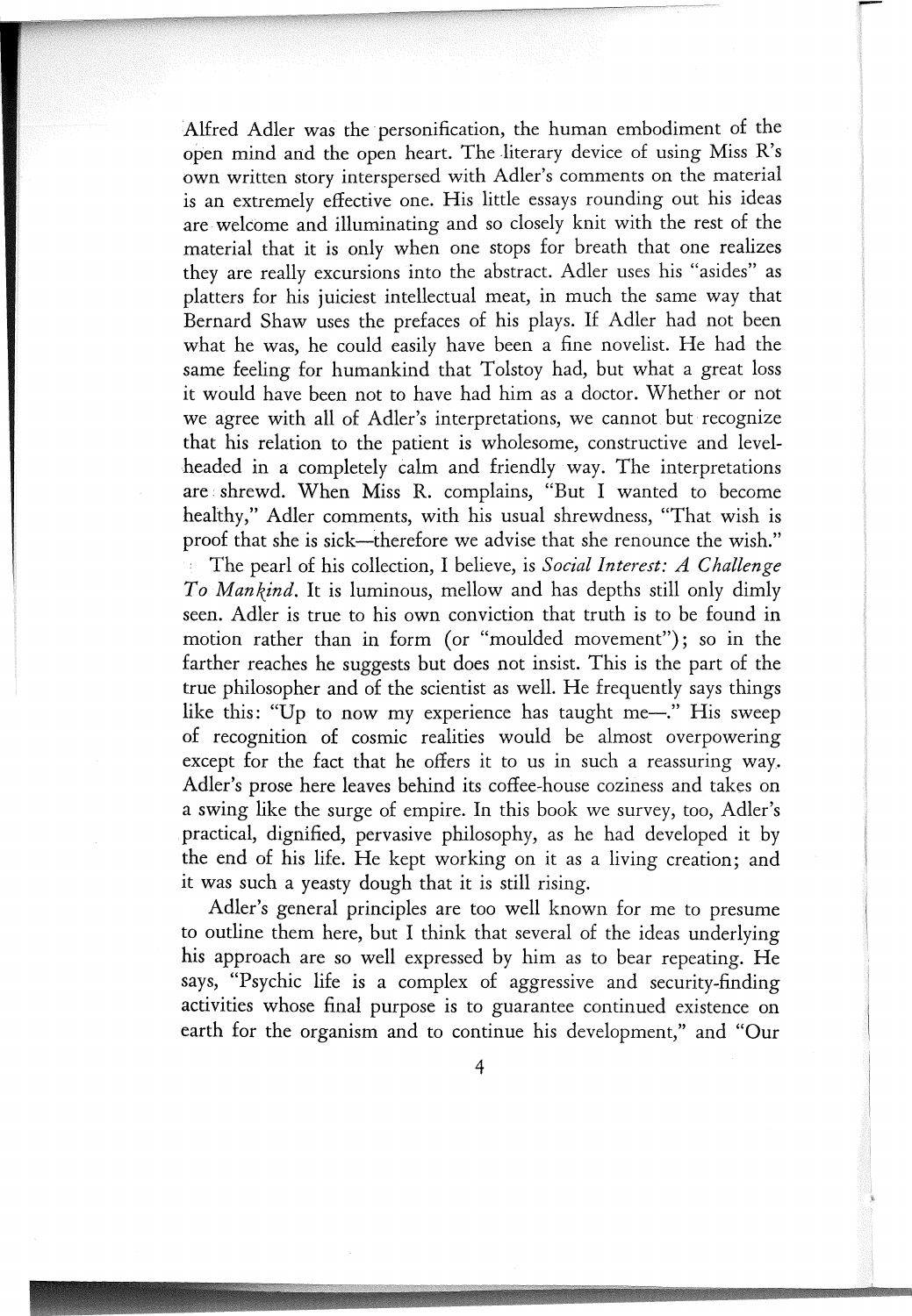Alfred Adler was the personification, the human embodiment of the open mind and the open heart. The literary device of using Miss R's own written story interspersed with Adler's comments on the material is an extremely effective one. His little essays rounding out his ideas are welcome and illuminating and so closely knit with the rest of the material that it is only when one stops for breath that one realizes they are really excursions into the abstract. Adler uses his "asides" as platters for his juiciest intellectual meat, in much the same way that Bernard Shaw uses the prefaces of his plays. If Adler had not been what he was, he could easily have been a fine novelist. He had the same feeling for humankind that Tolstoy had, but what a great loss it would have been not to have had him as a doctor. Whether or not we agree with all of Adler's interpretations, we cannot but recognize that his relation to the patient is wholesome, constructive and level-headed in a completely calm and friendly way. The interpretations are shrewd. When Miss R. complains, "But I wanted to become healthy," Adler comments, with his usual shrewdness, "That wish is proof that she is sick—therefore we advise that she renounce the wish."

The pearl of his collection, I believe, is *Social Interest: A Challenge To Mankind*. It is luminous, mellow and has depths still only dimly seen. Adler is true to his own conviction that truth is to be found in motion rather than in form (or "moulded movement"); so in the farther reaches he suggests but does not insist. This is the part of the true philosopher and of the scientist as well. He frequently says things like this: "Up to now my experience has taught me—." His sweep of recognition of cosmic realities would be almost overpowering except for the fact that he offers it to us in such a reassuring way. Adler's prose here leaves behind its coffee-house coziness and takes on a swing like the surge of empire. In this book we survey, too, Adler's practical, dignified, pervasive philosophy, as he had developed it by the end of his life. He kept working on it as a living creation; and it was such a yeasty dough that it is still rising.

Adler's general principles are too well known for me to presume to outline them here, but I think that several of the ideas underlying his approach are so well expressed by him as to bear repeating. He says, "Psychic life is a complex of aggressive and security-finding activities whose final purpose is to guarantee continued existence on earth for the organism and to continue his development," and "Our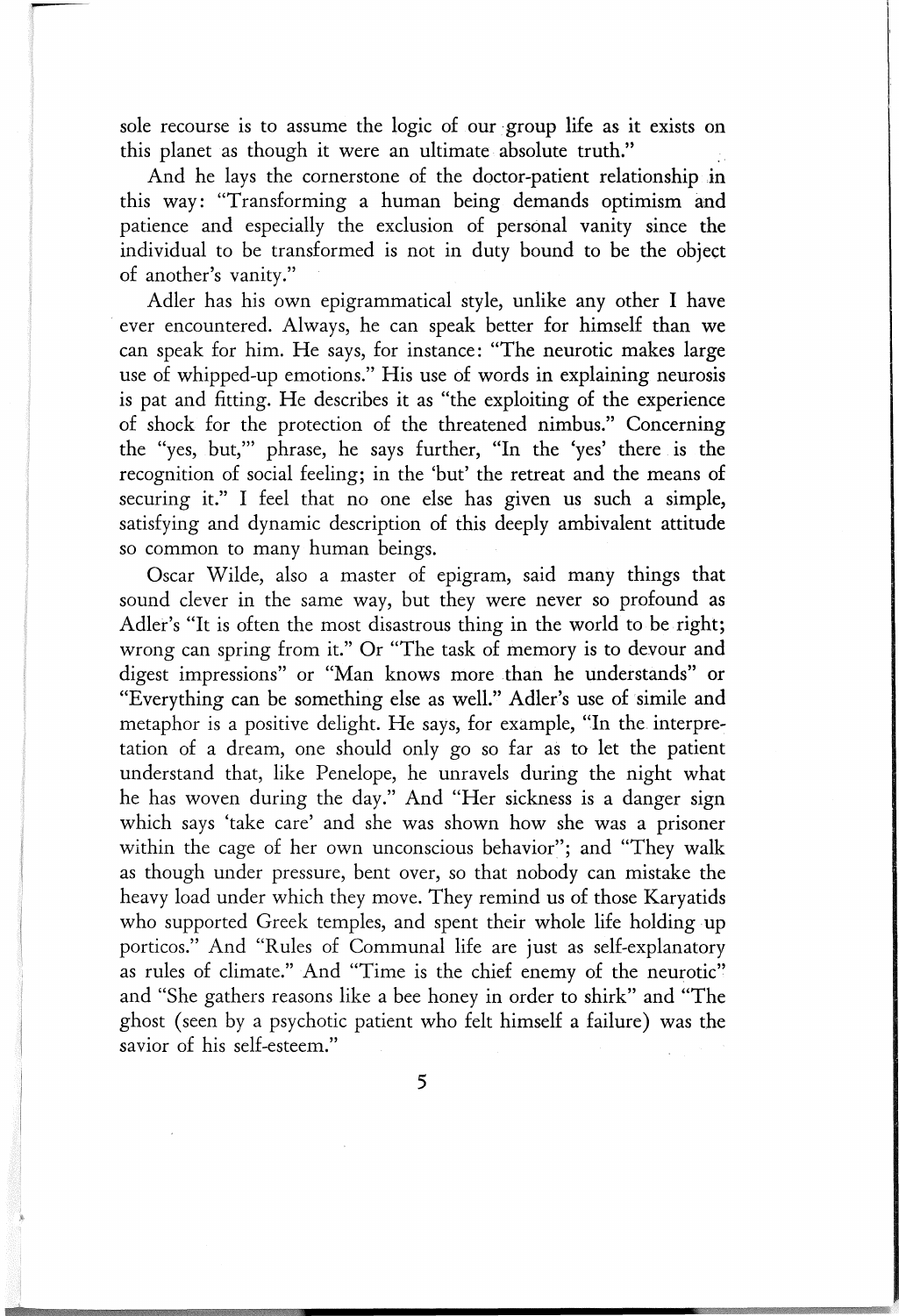sole recourse is to assume the logic of our group life as it exists on this planet as though it were an ultimate absolute truth."

And he lays the cornerstone of the doctor-patient relationship in this way: "Transforming a human being demands optimism and patience and especially the exclusion of personal vanity since the individual to be transformed is not in duty bound to be the object of another's vanity."

Adler has his own epigrammatical style, unlike any other I have ever encountered. Always, he can speak better for himself than we can speak for him. He says, for instance: "The neurotic makes large use of whipped-up emotions." His use of words in explaining neurosis is pat and fitting. He describes it as "the exploiting of the experience of shock for the protection of the threatened nimbus." Concerning the "yes, but,'" phrase, he says further, "In the 'yes' there is the recognition of social feeling; in the 'but' the retreat and the means of securing it." I feel that no one else has given us such a simple, satisfying and dynamic description of this deeply ambivalent attitude so common to many human beings.

Oscar Wilde, also a master of epigram, said many things that sound clever in the same way, but they were never so profound as Adler's "It is often the most disastrous thing in the world to be right; wrong can spring from it." Or "The task of memory is to devour and digest impressions" or "Man knows more than he understands" or "Everything can be something else as well." Adler's use of simile and metaphor is a positive delight. He says, for example, "In the interpretation of a dream, one should only go so far as to let the patient understand that, like Penelope, he unravels during the night what he has woven during the day." And "Her sickness is a danger sign which says 'take care' and she was shown how she was a prisoner within the cage of her own unconscious behavior"; and "They walk as though under pressure, bent over, so that nobody can mistake the heavy load under which they move. They remind us of those Karyatids who supported Greek temples, and spent their whole life holding up porticos." And "Rules of Communal life are just as self-explanatory as rules of climate." And "Time is the chief enemy of the neurotic" and "She gathers reasons like a bee honey in order to shirk" and "The ghost (seen by a psychotic patient who felt himself a failure) was the savior of his self-esteem."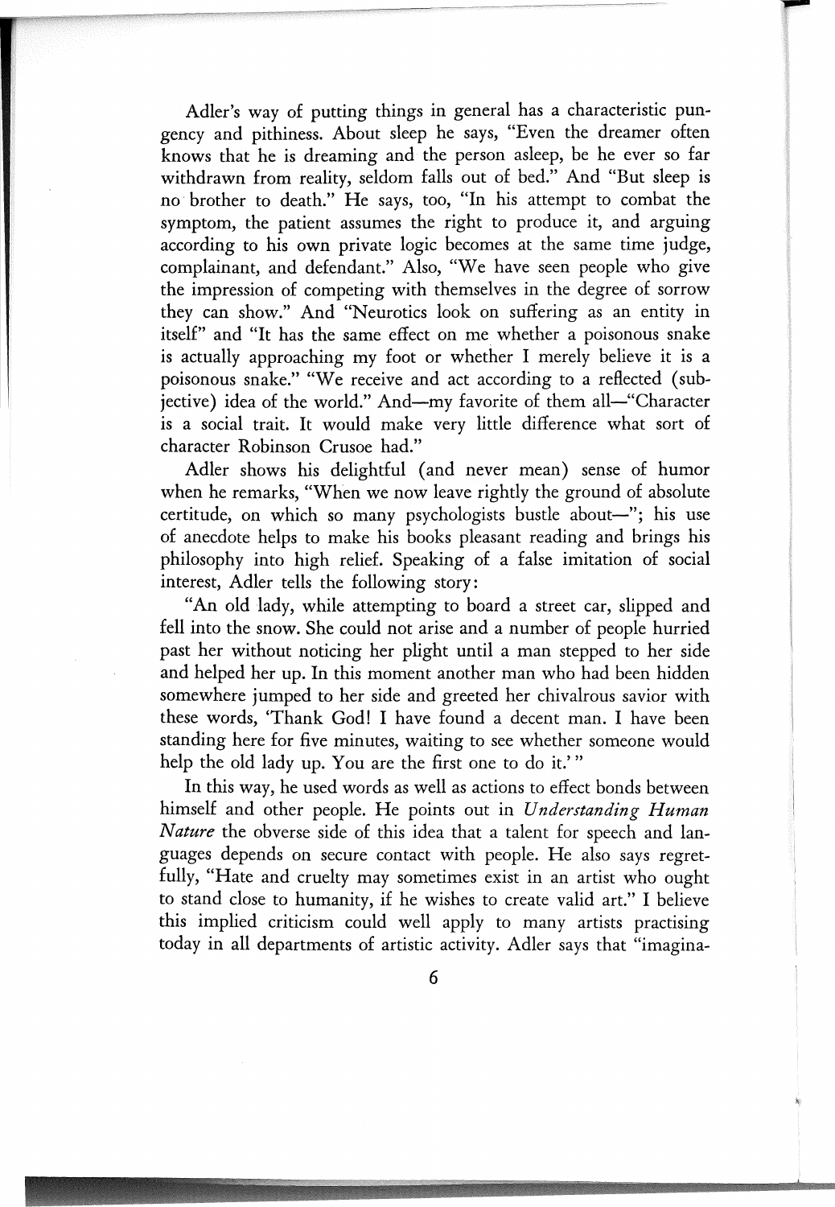Adler's way of putting things in general has a characteristic pungency and pithiness. About sleep he says, "Even the dreamer often knows that he is dreaming and the person asleep, be he ever so far withdrawn from reality, seldom falls out of bed." And "But sleep is no brother to death." He says, too, "In his attempt to combat the symptom, the patient assumes the right to produce it, and arguing according to his own private logic becomes at the same time judge, complainant, and defendant." Also, "We have seen people who give the impression of competing with themselves in the degree of sorrow they can show." And "Neurotics look on suffering as an entity in itself" and "It has the same effect on me whether a poisonous snake is actually approaching my foot or whether I merely believe it is a poisonous snake." "We receive and act according to a reflected (subjective) idea of the world." And—my favorite of them all—"Character is a social trait. It would make very little difference what sort of character Robinson Crusoe had."

Adler shows his delightful (and never mean) sense of humor when he remarks, "When we now leave rightly the ground of absolute certitude, on which so many psychologists bustle about—"; his use of anecdote helps to make his books pleasant reading and brings his philosophy into high relief. Speaking of a false imitation of social interest, Adler tells the following story:

"An old lady, while attempting to board a street car, slipped and fell into the snow. She could not arise and a number of people hurried past her without noticing her plight until a man stepped to her side and helped her up. In this moment another man who had been hidden somewhere jumped to her side and greeted her chivalrous savior with these words, 'Thank God! I have found a decent man. I have been standing here for five minutes, waiting to see whether someone would help the old lady up. You are the first one to do it.'"

In this way, he used words as well as actions to effect bonds between himself and other people. He points out in *Understanding Human Nature* the obverse side of this idea that a talent for speech and languages depends on secure contact with people. He also says regretfully, "Hate and cruelty may sometimes exist in an artist who ought to stand close to humanity, if he wishes to create valid art." I believe this implied criticism could well apply to many artists practising today in all departments of artistic activity. Adler says that "imagina-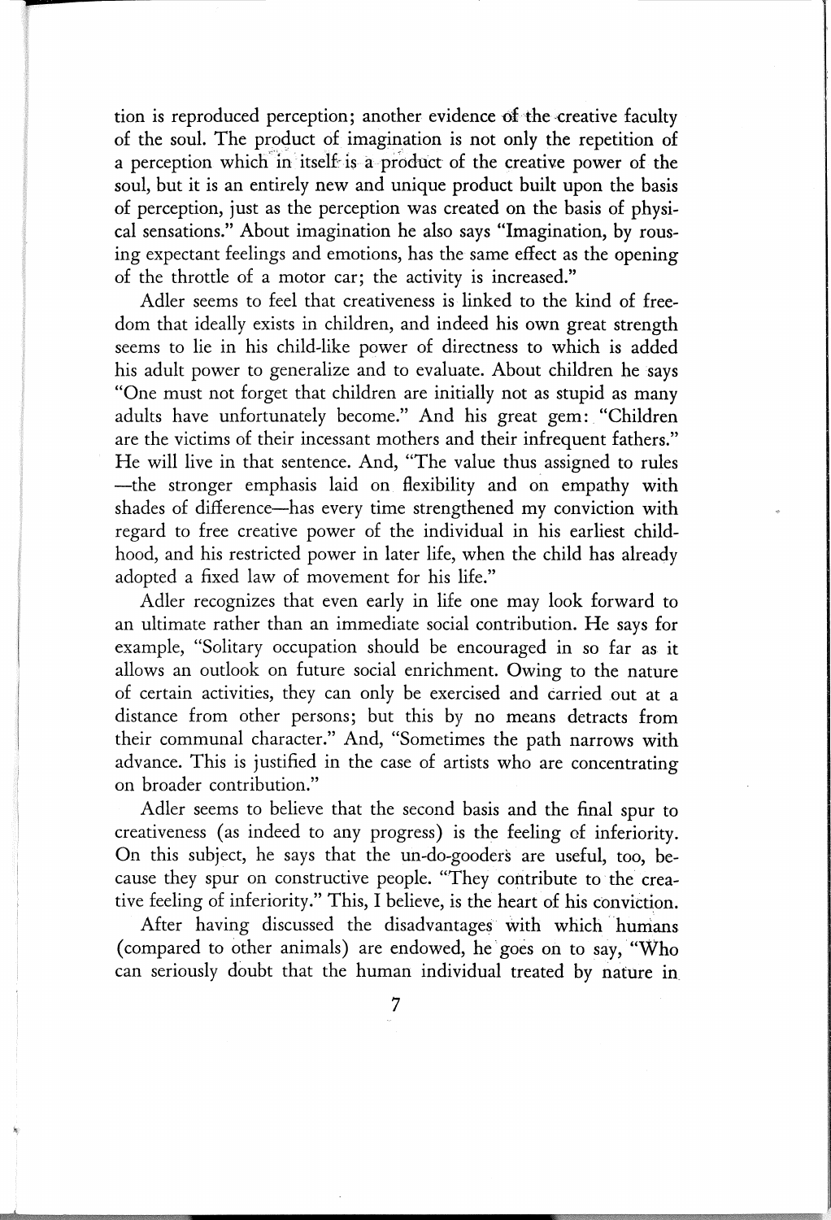tion is reproduced perception; another evidence of the creative faculty of the soul. The product of imagination is not only the repetition of a perception which in itself is a product of the creative power of the soul, but it is an entirely new and unique product built upon the basis of perception, just as the perception was created on the basis of physical sensations." About imagination he also says "Imagination, by rousing expectant feelings and emotions, has the same effect as the opening of the throttle of a motor car; the activity is increased."

Adler seems to feel that creativeness is linked to the kind of freedom that ideally exists in children, and indeed his own great strength seems to lie in his child-like power of directness to which is added his adult power to generalize and to evaluate. About children he says "One must not forget that children are initially not as stupid as many adults have unfortunately become." And his great gem: "Children are the victims of their incessant mothers and their infrequent fathers." He will live in that sentence. And, "The value thus assigned to rules —the stronger emphasis laid on flexibility and on empathy with shades of difference—has every time strengthened my conviction with regard to free creative power of the individual in his earliest childhood, and his restricted power in later life, when the child has already adopted a fixed law of movement for his life."

Adler recognizes that even early in life one may look forward to an ultimate rather than an immediate social contribution. He says for example, "Solitary occupation should be encouraged in so far as it allows an outlook on future social enrichment. Owing to the nature of certain activities, they can only be exercised and carried out at a distance from other persons; but this by no means detracts from their communal character." And, "Sometimes the path narrows with advance. This is justified in the case of artists who are concentrating on broader contribution."

Adler seems to believe that the second basis and the final spur to creativeness (as indeed to any progress) is the feeling of inferiority. On this subject, he says that the un-do-gooders are useful, too, because they spur on constructive people. "They contribute to the creative feeling of inferiority." This, I believe, is the heart of his conviction.

After having discussed the disadvantages with which humans (compared to other animals) are endowed, he goes on to say, "Who can seriously doubt that the human individual treated by nature in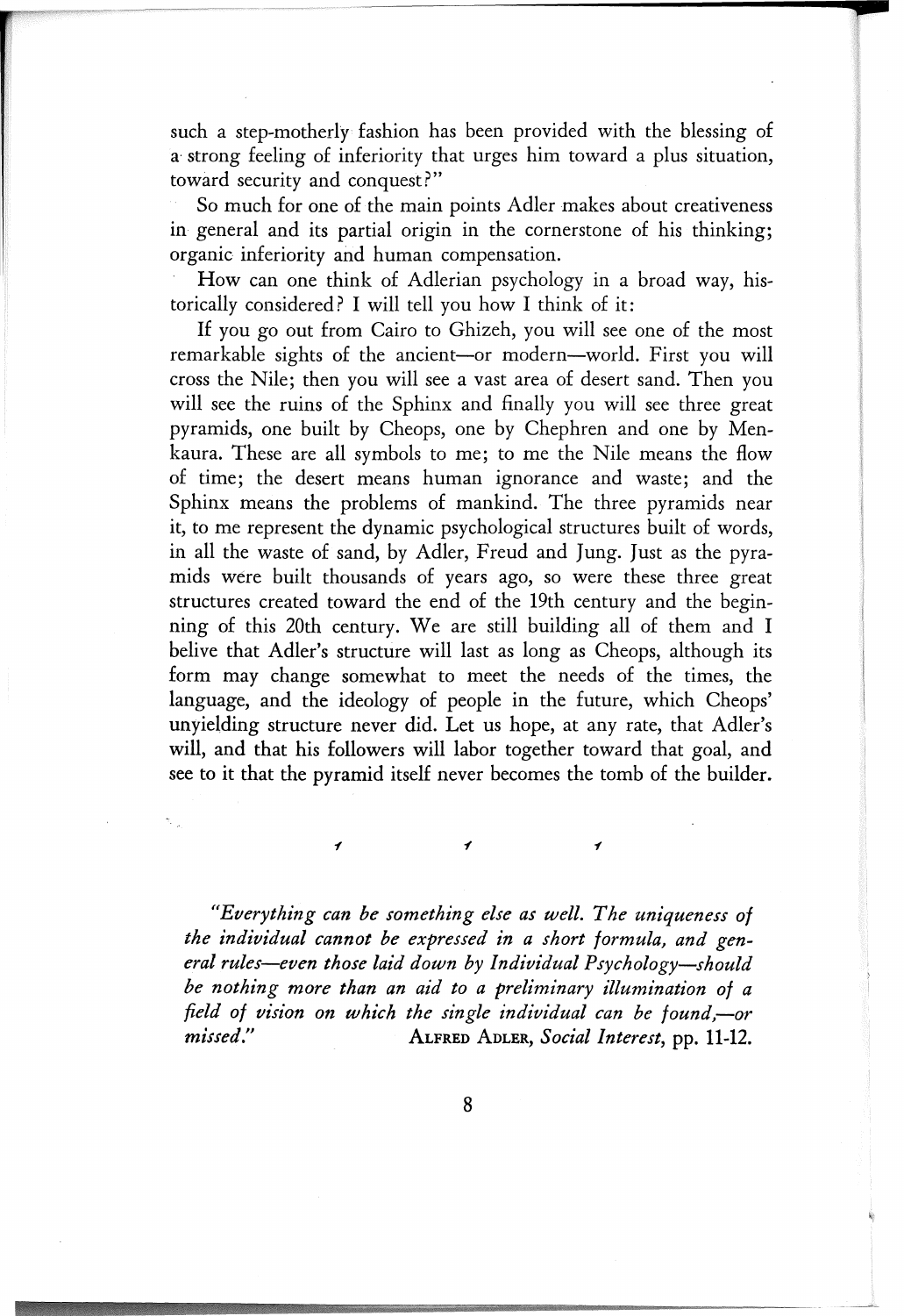such a step-motherly fashion has been provided with the blessing of a strong feeling of inferiority that urges him toward a plus situation, toward security and conquest?"

So much for one of the main points Adler makes about creativeness in general and its partial origin in the cornerstone of his thinking; organic inferiority and human compensation.

How can one think of Adlerian psychology in a broad way, historically considered? I will tell you how I think of it:

If you go out from Cairo to Ghizeh, you will see one of the most remarkable sights of the ancient—or modern—world. First you will cross the Nile; then you will see a vast area of desert sand. Then you will see the ruins of the Sphinx and finally you will see three great pyramids, one built by Cheops, one by Chephren and one by Menkaura. These are all symbols to me; to me the Nile means the flow of time; the desert means human ignorance and waste; and the Sphinx means the problems of mankind. The three pyramids near it, to me represent the dynamic psychological structures built of words, in all the waste of sand, by Adler, Freud and Jung. Just as the pyramids were built thousands of years ago, so were these three great structures created toward the end of the 19th century and the beginning of this 20th century. We are still building all of them and I belive that Adler's structure will last as long as Cheops, although its form may change somewhat to meet the needs of the times, the language, and the ideology of people in the future, which Cheops' unyielding structure never did. Let us hope, at any rate, that Adler's will, and that his followers will labor together toward that goal, and see to it that the pyramid itself never becomes the tomb of the builder.

*"Everything can be something else as well. The uniqueness of the individual cannot be expressed in a short formula, and general rules—even those laid down by Individual Psychology—should be nothing more than an aid to a preliminary illumination of a field of vision on which the single individual can be found,—or missed."* ALFRED ADLER, *Social Interest*, pp. 11-12.